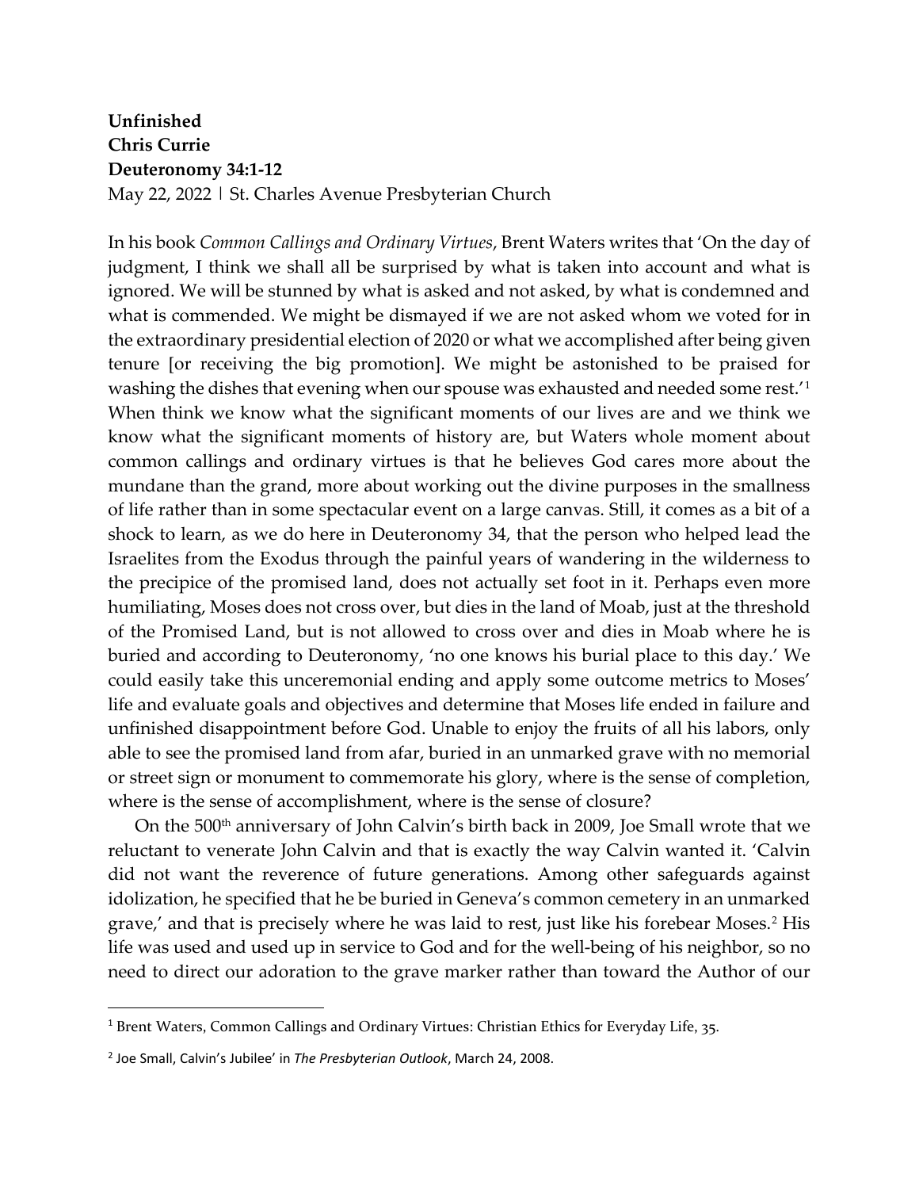**Unfinished**  
**Chris Currie**  
**Deuteronomy 34:1-12**  
May 22, 2022 | St. Charles Avenue Presbyterian Church

In his book *Common Callings and Ordinary Virtues*, Brent Waters writes that 'On the day of judgment, I think we shall all be surprised by what is taken into account and what is ignored. We will be stunned by what is asked and not asked, by what is condemned and what is commended. We might be dismayed if we are not asked whom we voted for in the extraordinary presidential election of 2020 or what we accomplished after being given tenure [or receiving the big promotion]. We might be astonished to be praised for washing the dishes that evening when our spouse was exhausted and needed some rest.'[1] When think we know what the significant moments of our lives are and we think we know what the significant moments of history are, but Waters whole moment about common callings and ordinary virtues is that he believes God cares more about the mundane than the grand, more about working out the divine purposes in the smallness of life rather than in some spectacular event on a large canvas. Still, it comes as a bit of a shock to learn, as we do here in Deuteronomy 34, that the person who helped lead the Israelites from the Exodus through the painful years of wandering in the wilderness to the precipice of the promised land, does not actually set foot in it. Perhaps even more humiliating, Moses does not cross over, but dies in the land of Moab, just at the threshold of the Promised Land, but is not allowed to cross over and dies in Moab where he is buried and according to Deuteronomy, 'no one knows his burial place to this day.' We could easily take this unceremonial ending and apply some outcome metrics to Moses' life and evaluate goals and objectives and determine that Moses life ended in failure and unfinished disappointment before God. Unable to enjoy the fruits of all his labors, only able to see the promised land from afar, buried in an unmarked grave with no memorial or street sign or monument to commemorate his glory, where is the sense of completion, where is the sense of accomplishment, where is the sense of closure?

On the 500th anniversary of John Calvin's birth back in 2009, Joe Small wrote that we reluctant to venerate John Calvin and that is exactly the way Calvin wanted it. 'Calvin did not want the reverence of future generations. Among other safeguards against idolization, he specified that he be buried in Geneva's common cemetery in an unmarked grave,' and that is precisely where he was laid to rest, just like his forebear Moses.[2] His life was used and used up in service to God and for the well-being of his neighbor, so no need to direct our adoration to the grave marker rather than toward the Author of our

---

[1] Brent Waters, Common Callings and Ordinary Virtues: Christian Ethics for Everyday Life, 35.

[2] Joe Small, Calvin's Jubilee' in *The Presbyterian Outlook*, March 24, 2008.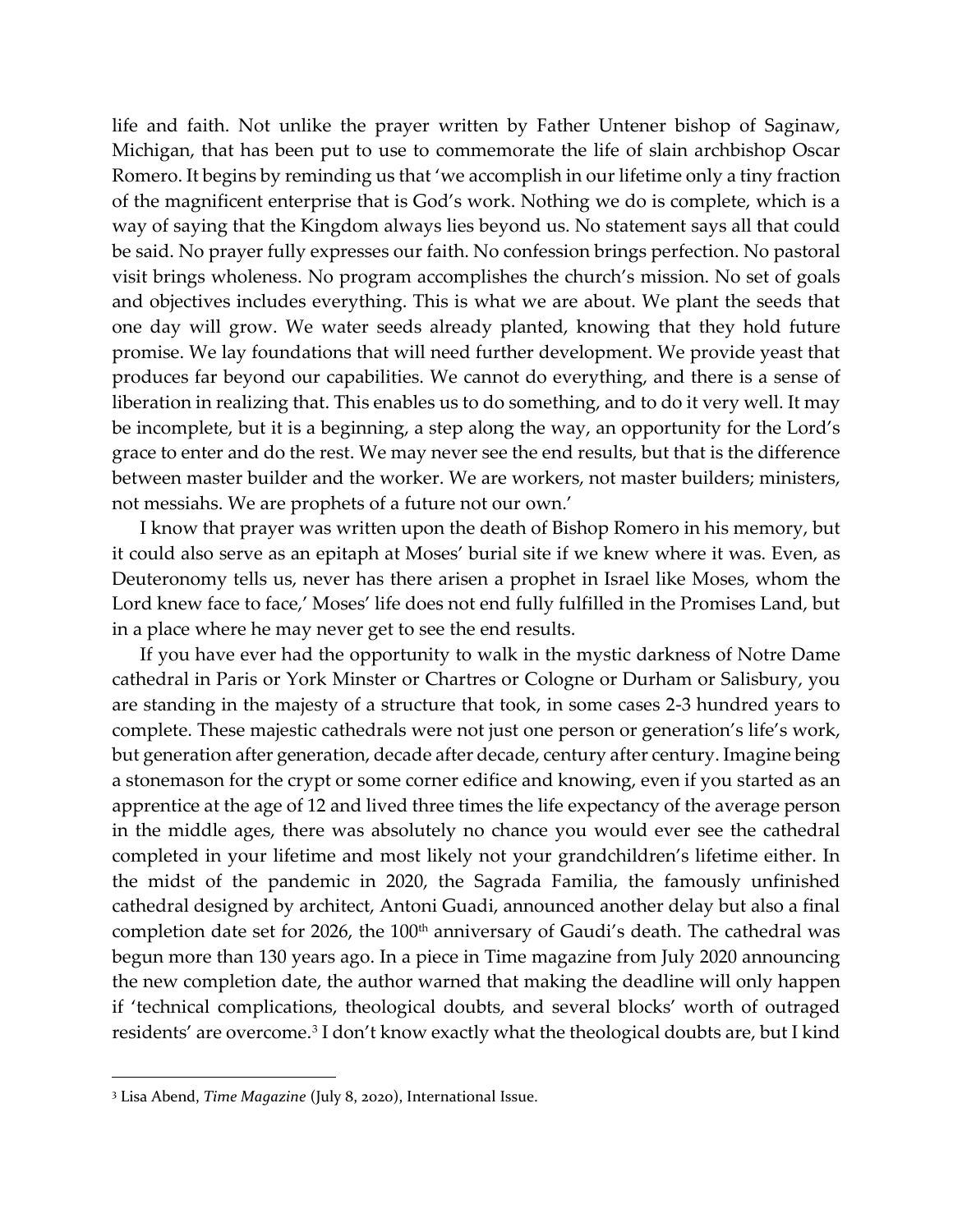life and faith. Not unlike the prayer written by Father Untener bishop of Saginaw, Michigan, that has been put to use to commemorate the life of slain archbishop Oscar Romero. It begins by reminding us that 'we accomplish in our lifetime only a tiny fraction of the magnificent enterprise that is God's work. Nothing we do is complete, which is a way of saying that the Kingdom always lies beyond us. No statement says all that could be said. No prayer fully expresses our faith. No confession brings perfection. No pastoral visit brings wholeness. No program accomplishes the church's mission. No set of goals and objectives includes everything. This is what we are about. We plant the seeds that one day will grow. We water seeds already planted, knowing that they hold future promise. We lay foundations that will need further development. We provide yeast that produces far beyond our capabilities. We cannot do everything, and there is a sense of liberation in realizing that. This enables us to do something, and to do it very well. It may be incomplete, but it is a beginning, a step along the way, an opportunity for the Lord's grace to enter and do the rest. We may never see the end results, but that is the difference between master builder and the worker. We are workers, not master builders; ministers, not messiahs. We are prophets of a future not our own.'

I know that prayer was written upon the death of Bishop Romero in his memory, but it could also serve as an epitaph at Moses' burial site if we knew where it was. Even, as Deuteronomy tells us, never has there arisen a prophet in Israel like Moses, whom the Lord knew face to face,' Moses' life does not end fully fulfilled in the Promises Land, but in a place where he may never get to see the end results.

If you have ever had the opportunity to walk in the mystic darkness of Notre Dame cathedral in Paris or York Minster or Chartres or Cologne or Durham or Salisbury, you are standing in the majesty of a structure that took, in some cases 2-3 hundred years to complete. These majestic cathedrals were not just one person or generation's life's work, but generation after generation, decade after decade, century after century. Imagine being a stonemason for the crypt or some corner edifice and knowing, even if you started as an apprentice at the age of 12 and lived three times the life expectancy of the average person in the middle ages, there was absolutely no chance you would ever see the cathedral completed in your lifetime and most likely not your grandchildren's lifetime either. In the midst of the pandemic in 2020, the Sagrada Familia, the famously unfinished cathedral designed by architect, Antoni Guadi, announced another delay but also a final completion date set for 2026, the 100th anniversary of Gaudi's death. The cathedral was begun more than 130 years ago. In a piece in Time magazine from July 2020 announcing the new completion date, the author warned that making the deadline will only happen if 'technical complications, theological doubts, and several blocks' worth of outraged residents' are overcome.[3] I don't know exactly what the theological doubts are, but I kind

---

[3] Lisa Abend, *Time Magazine* (July 8, 2020), International Issue.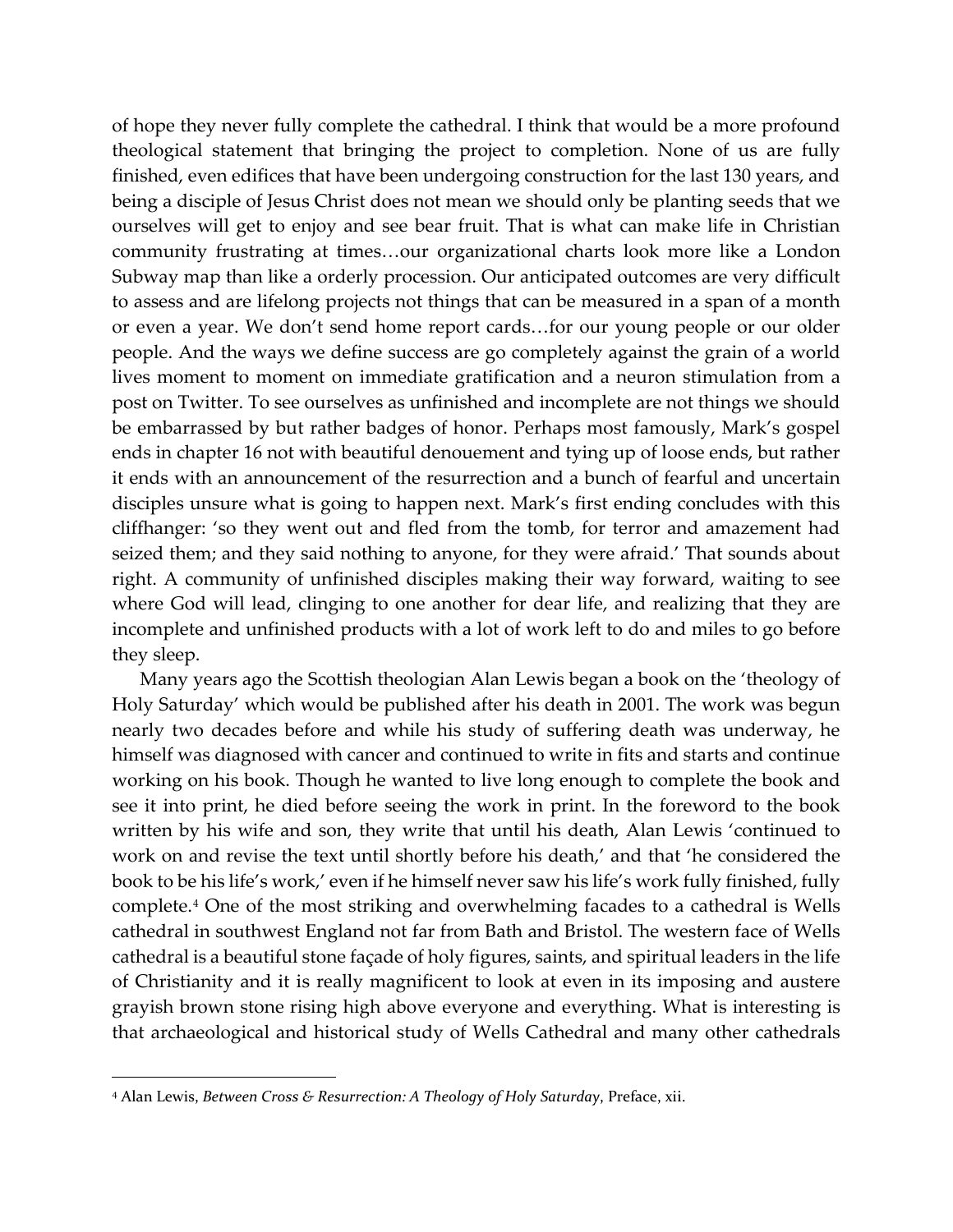of hope they never fully complete the cathedral. I think that would be a more profound theological statement that bringing the project to completion. None of us are fully finished, even edifices that have been undergoing construction for the last 130 years, and being a disciple of Jesus Christ does not mean we should only be planting seeds that we ourselves will get to enjoy and see bear fruit. That is what can make life in Christian community frustrating at times…our organizational charts look more like a London Subway map than like a orderly procession. Our anticipated outcomes are very difficult to assess and are lifelong projects not things that can be measured in a span of a month or even a year. We don't send home report cards…for our young people or our older people. And the ways we define success are go completely against the grain of a world lives moment to moment on immediate gratification and a neuron stimulation from a post on Twitter. To see ourselves as unfinished and incomplete are not things we should be embarrassed by but rather badges of honor. Perhaps most famously, Mark's gospel ends in chapter 16 not with beautiful denouement and tying up of loose ends, but rather it ends with an announcement of the resurrection and a bunch of fearful and uncertain disciples unsure what is going to happen next. Mark's first ending concludes with this cliffhanger: 'so they went out and fled from the tomb, for terror and amazement had seized them; and they said nothing to anyone, for they were afraid.' That sounds about right. A community of unfinished disciples making their way forward, waiting to see where God will lead, clinging to one another for dear life, and realizing that they are incomplete and unfinished products with a lot of work left to do and miles to go before they sleep.

Many years ago the Scottish theologian Alan Lewis began a book on the 'theology of Holy Saturday' which would be published after his death in 2001. The work was begun nearly two decades before and while his study of suffering death was underway, he himself was diagnosed with cancer and continued to write in fits and starts and continue working on his book. Though he wanted to live long enough to complete the book and see it into print, he died before seeing the work in print. In the foreword to the book written by his wife and son, they write that until his death, Alan Lewis 'continued to work on and revise the text until shortly before his death,' and that 'he considered the book to be his life's work,' even if he himself never saw his life's work fully finished, fully complete.[4] One of the most striking and overwhelming facades to a cathedral is Wells cathedral in southwest England not far from Bath and Bristol. The western face of Wells cathedral is a beautiful stone façade of holy figures, saints, and spiritual leaders in the life of Christianity and it is really magnificent to look at even in its imposing and austere grayish brown stone rising high above everyone and everything. What is interesting is that archaeological and historical study of Wells Cathedral and many other cathedrals

[4] Alan Lewis, *Between Cross & Resurrection: A Theology of Holy Saturday*, Preface, xii.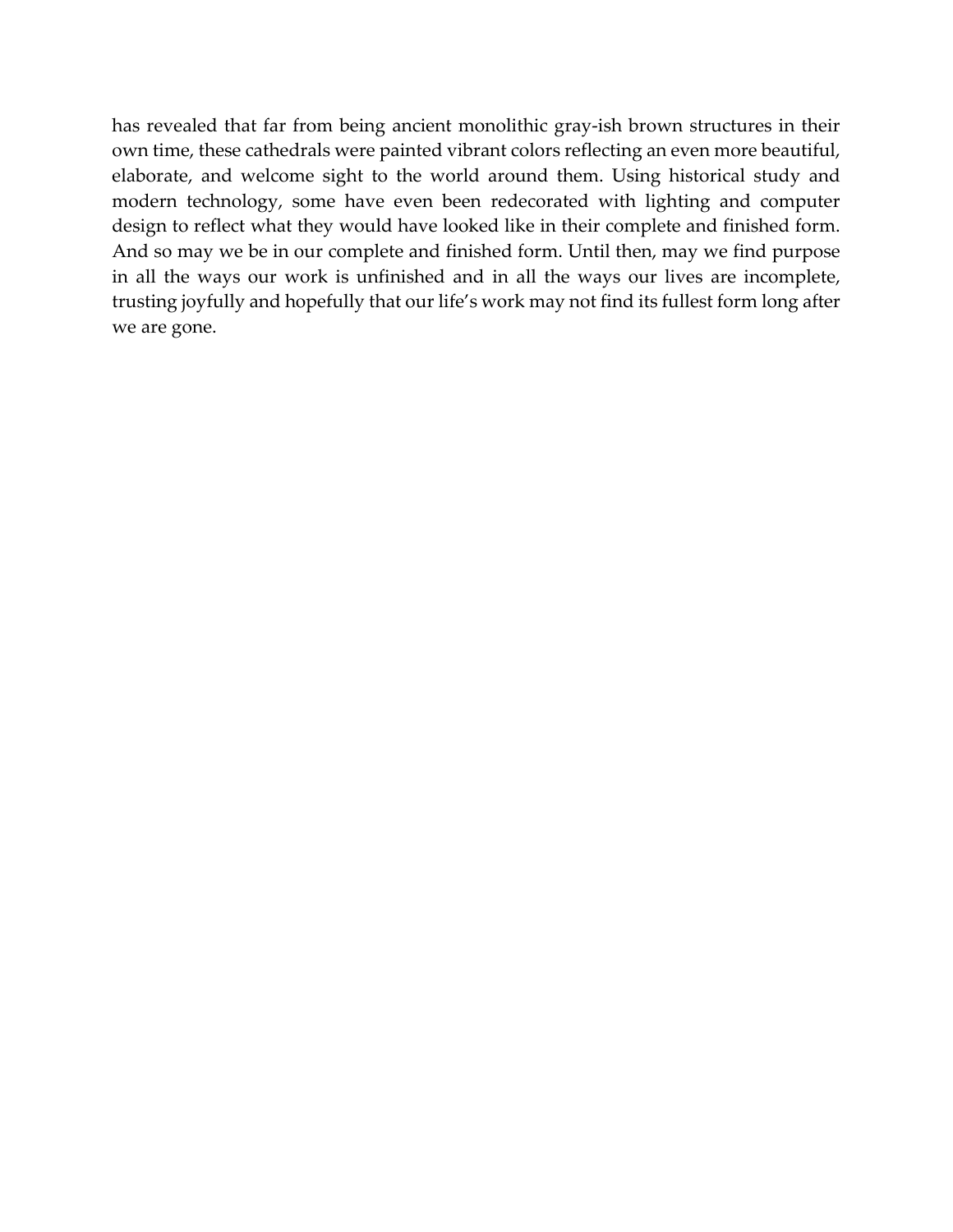has revealed that far from being ancient monolithic gray-ish brown structures in their own time, these cathedrals were painted vibrant colors reflecting an even more beautiful, elaborate, and welcome sight to the world around them. Using historical study and modern technology, some have even been redecorated with lighting and computer design to reflect what they would have looked like in their complete and finished form. And so may we be in our complete and finished form. Until then, may we find purpose in all the ways our work is unfinished and in all the ways our lives are incomplete, trusting joyfully and hopefully that our life's work may not find its fullest form long after we are gone.